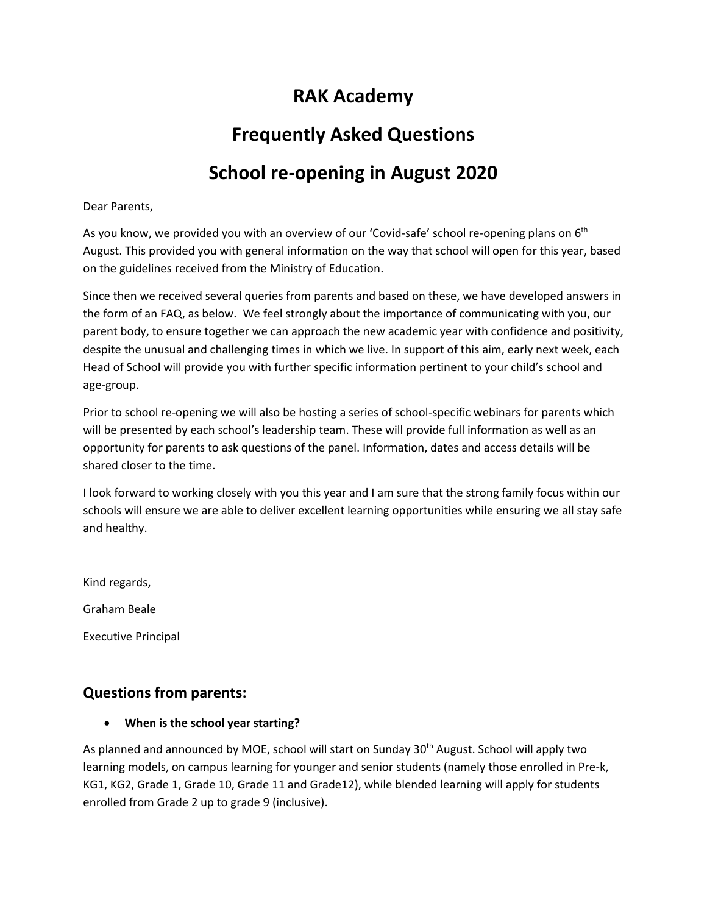# RAK Academy

# Frequently Asked Questions

# School re-opening in August 2020

Dear Parents,

As you know, we provided you with an overview of our 'Covid-safe' school re-opening plans on 6th August. This provided you with general information on the way that school will open for this year, based on the guidelines received from the Ministry of Education.

Since then we received several queries from parents and based on these, we have developed answers in the form of an FAQ, as below. We feel strongly about the importance of communicating with you, our parent body, to ensure together we can approach the new academic year with confidence and positivity, despite the unusual and challenging times in which we live. In support of this aim, early next week, each Head of School will provide you with further specific information pertinent to your child's school and age-group.

Prior to school re-opening we will also be hosting a series of school-specific webinars for parents which will be presented by each school's leadership team. These will provide full information as well as an opportunity for parents to ask questions of the panel. Information, dates and access details will be shared closer to the time.

I look forward to working closely with you this year and I am sure that the strong family focus within our schools will ensure we are able to deliver excellent learning opportunities while ensuring we all stay safe and healthy.

Kind regards,

Graham Beale

Executive Principal

## Questions from parents:

- **When is the school year starting?**

As planned and announced by MOE, school will start on Sunday 30th August. School will apply two learning models, on campus learning for younger and senior students (namely those enrolled in Pre-k, KG1, KG2, Grade 1, Grade 10, Grade 11 and Grade12), while blended learning will apply for students enrolled from Grade 2 up to grade 9 (inclusive).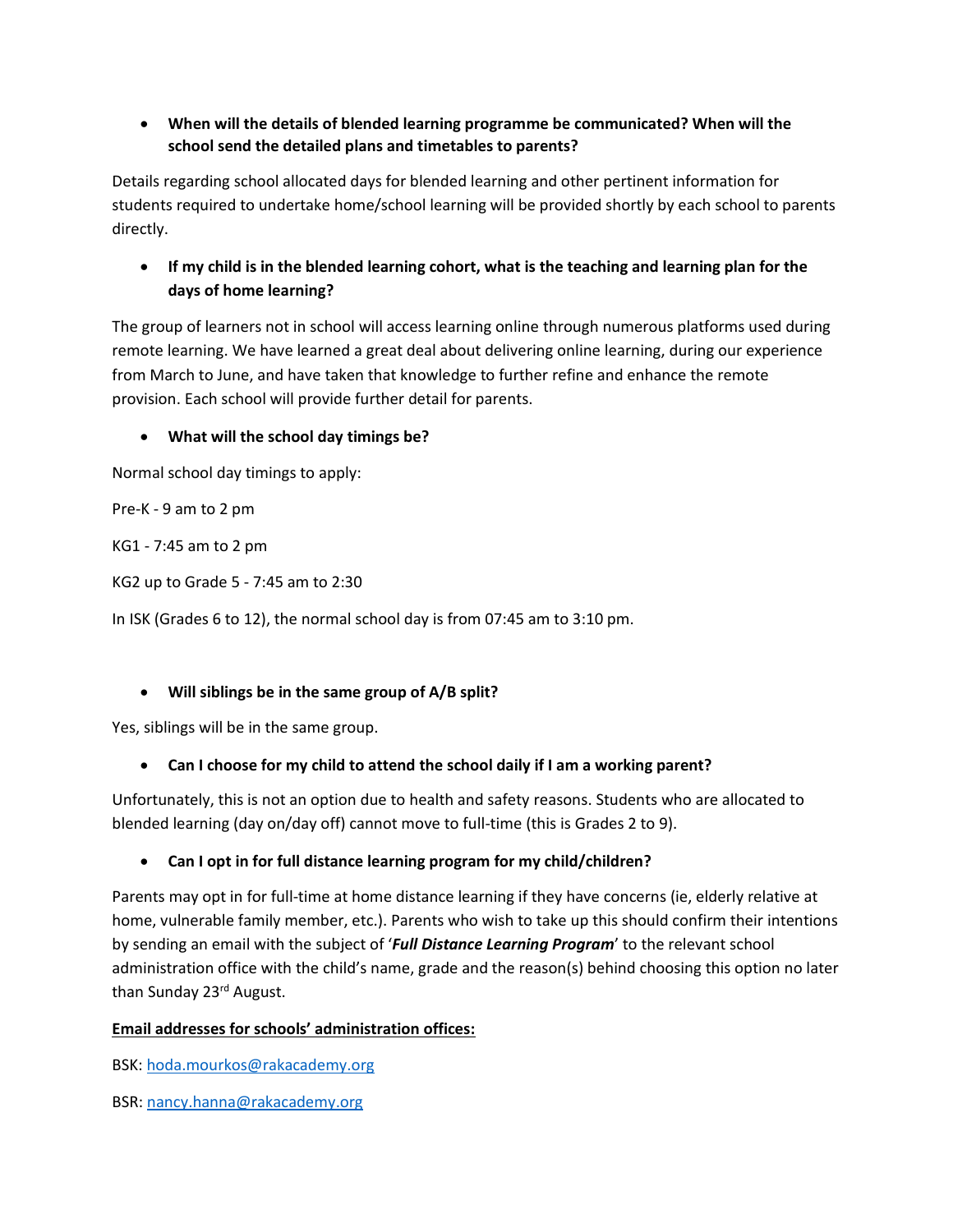- **When will the details of blended learning programme be communicated? When will the school send the detailed plans and timetables to parents?**

Details regarding school allocated days for blended learning and other pertinent information for students required to undertake home/school learning will be provided shortly by each school to parents directly.

- **If my child is in the blended learning cohort, what is the teaching and learning plan for the days of home learning?**

The group of learners not in school will access learning online through numerous platforms used during remote learning. We have learned a great deal about delivering online learning, during our experience from March to June, and have taken that knowledge to further refine and enhance the remote provision. Each school will provide further detail for parents.

- **What will the school day timings be?**

Normal school day timings to apply:

Pre-K - 9 am to 2 pm

KG1 - 7:45 am to 2 pm

KG2 up to Grade 5 - 7:45 am to 2:30

In ISK (Grades 6 to 12), the normal school day is from 07:45 am to 3:10 pm.

- **Will siblings be in the same group of A/B split?**

Yes, siblings will be in the same group.

- **Can I choose for my child to attend the school daily if I am a working parent?**

Unfortunately, this is not an option due to health and safety reasons. Students who are allocated to blended learning (day on/day off) cannot move to full-time (this is Grades 2 to 9).

- **Can I opt in for full distance learning program for my child/children?**

Parents may opt in for full-time at home distance learning if they have concerns (ie, elderly relative at home, vulnerable family member, etc.). Parents who wish to take up this should confirm their intentions by sending an email with the subject of '***Full Distance Learning Program***' to the relevant school administration office with the child's name, grade and the reason(s) behind choosing this option no later than Sunday 23rd August.

**Email addresses for schools' administration offices:**

BSK: hoda.mourkos@rakacademy.org

BSR: nancy.hanna@rakacademy.org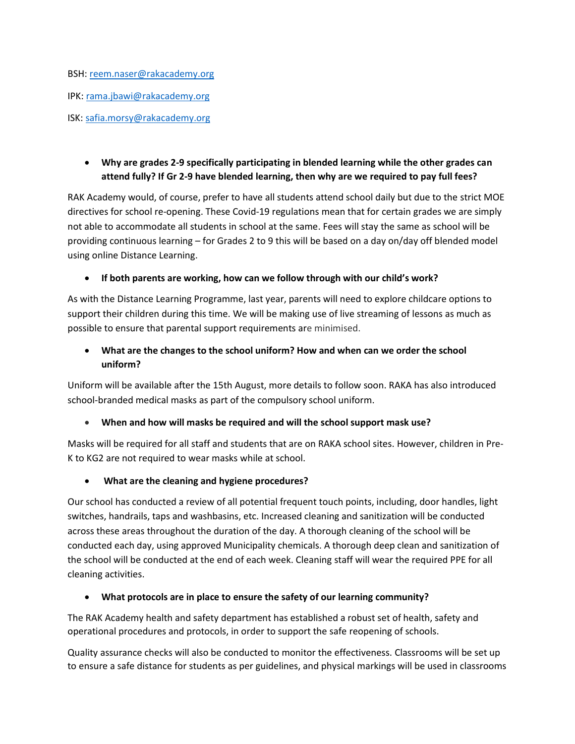BSH: [reem.naser@rakacademy.org](mailto:reem.naser@rakacademy.org)

IPK: [rama.jbawi@rakacademy.org](mailto:rama.jbawi@rakacademy.org)

ISK: [safia.morsy@rakacademy.org](mailto:safia.morsy@rakacademy.org)

- **Why are grades 2-9 specifically participating in blended learning while the other grades can attend fully? If Gr 2-9 have blended learning, then why are we required to pay full fees?**

RAK Academy would, of course, prefer to have all students attend school daily but due to the strict MOE directives for school re-opening. These Covid-19 regulations mean that for certain grades we are simply not able to accommodate all students in school at the same. Fees will stay the same as school will be providing continuous learning – for Grades 2 to 9 this will be based on a day on/day off blended model using online Distance Learning.

- **If both parents are working, how can we follow through with our child's work?**

As with the Distance Learning Programme, last year, parents will need to explore childcare options to support their children during this time. We will be making use of live streaming of lessons as much as possible to ensure that parental support requirements are minimised.

- **What are the changes to the school uniform? How and when can we order the school uniform?**

Uniform will be available after the 15th August, more details to follow soon. RAKA has also introduced school-branded medical masks as part of the compulsory school uniform.

- **When and how will masks be required and will the school support mask use?**

Masks will be required for all staff and students that are on RAKA school sites. However, children in Pre-K to KG2 are not required to wear masks while at school.

- **What are the cleaning and hygiene procedures?**

Our school has conducted a review of all potential frequent touch points, including, door handles, light switches, handrails, taps and washbasins, etc. Increased cleaning and sanitization will be conducted across these areas throughout the duration of the day. A thorough cleaning of the school will be conducted each day, using approved Municipality chemicals. A thorough deep clean and sanitization of the school will be conducted at the end of each week. Cleaning staff will wear the required PPE for all cleaning activities.

- **What protocols are in place to ensure the safety of our learning community?**

The RAK Academy health and safety department has established a robust set of health, safety and operational procedures and protocols, in order to support the safe reopening of schools.

Quality assurance checks will also be conducted to monitor the effectiveness. Classrooms will be set up to ensure a safe distance for students as per guidelines, and physical markings will be used in classrooms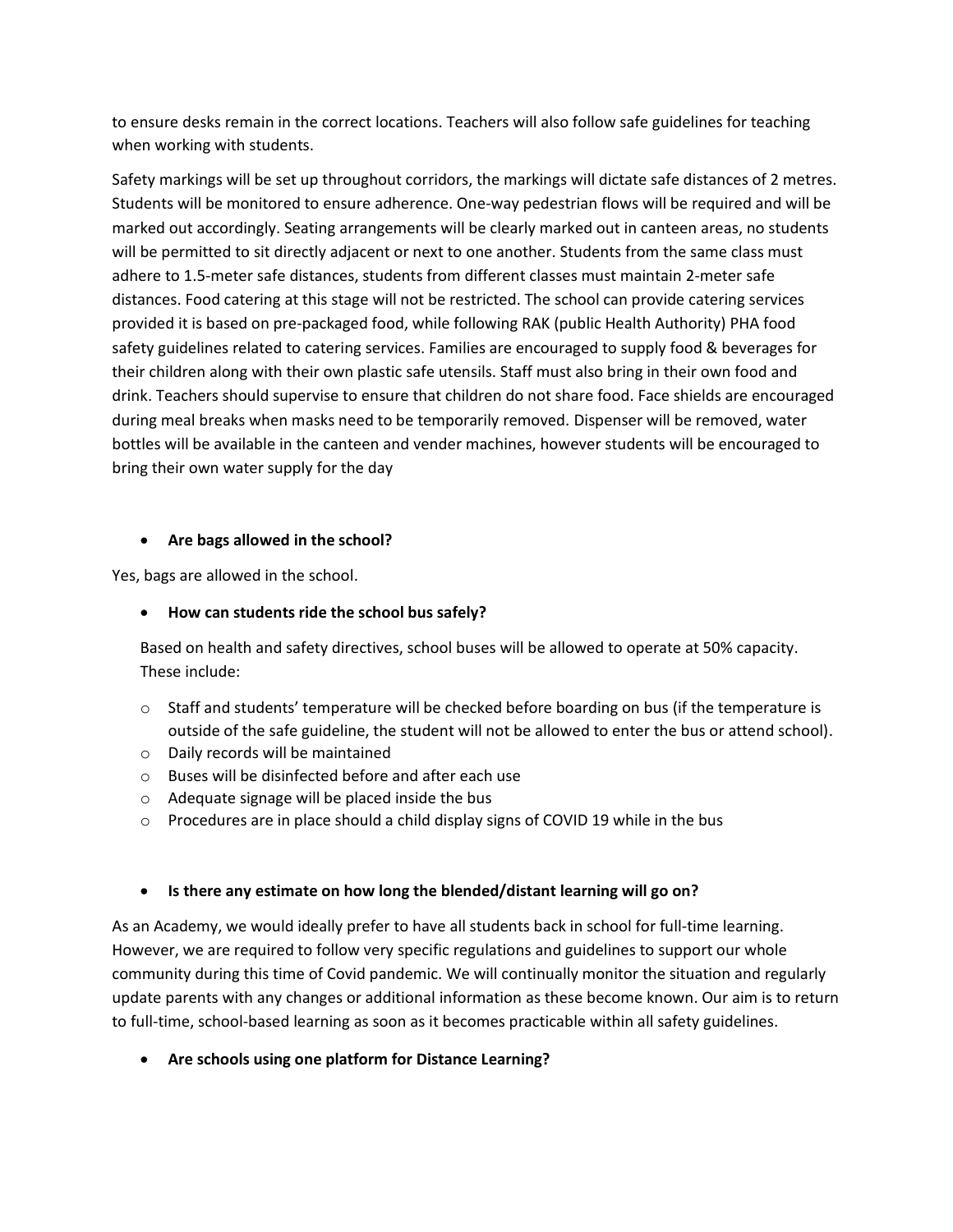to ensure desks remain in the correct locations. Teachers will also follow safe guidelines for teaching when working with students.

Safety markings will be set up throughout corridors, the markings will dictate safe distances of 2 metres. Students will be monitored to ensure adherence. One-way pedestrian flows will be required and will be marked out accordingly. Seating arrangements will be clearly marked out in canteen areas, no students will be permitted to sit directly adjacent or next to one another. Students from the same class must adhere to 1.5-meter safe distances, students from different classes must maintain 2-meter safe distances. Food catering at this stage will not be restricted. The school can provide catering services provided it is based on pre-packaged food, while following RAK (public Health Authority) PHA food safety guidelines related to catering services. Families are encouraged to supply food & beverages for their children along with their own plastic safe utensils. Staff must also bring in their own food and drink. Teachers should supervise to ensure that children do not share food. Face shields are encouraged during meal breaks when masks need to be temporarily removed. Dispenser will be removed, water bottles will be available in the canteen and vender machines, however students will be encouraged to bring their own water supply for the day

- **Are bags allowed in the school?**

Yes, bags are allowed in the school.

- **How can students ride the school bus safely?**

Based on health and safety directives, school buses will be allowed to operate at 50% capacity. These include:

- Staff and students' temperature will be checked before boarding on bus (if the temperature is outside of the safe guideline, the student will not be allowed to enter the bus or attend school).
- Daily records will be maintained
- Buses will be disinfected before and after each use
- Adequate signage will be placed inside the bus
- Procedures are in place should a child display signs of COVID 19 while in the bus

- **Is there any estimate on how long the blended/distant learning will go on?**

As an Academy, we would ideally prefer to have all students back in school for full-time learning. However, we are required to follow very specific regulations and guidelines to support our whole community during this time of Covid pandemic. We will continually monitor the situation and regularly update parents with any changes or additional information as these become known. Our aim is to return to full-time, school-based learning as soon as it becomes practicable within all safety guidelines.

- **Are schools using one platform for Distance Learning?**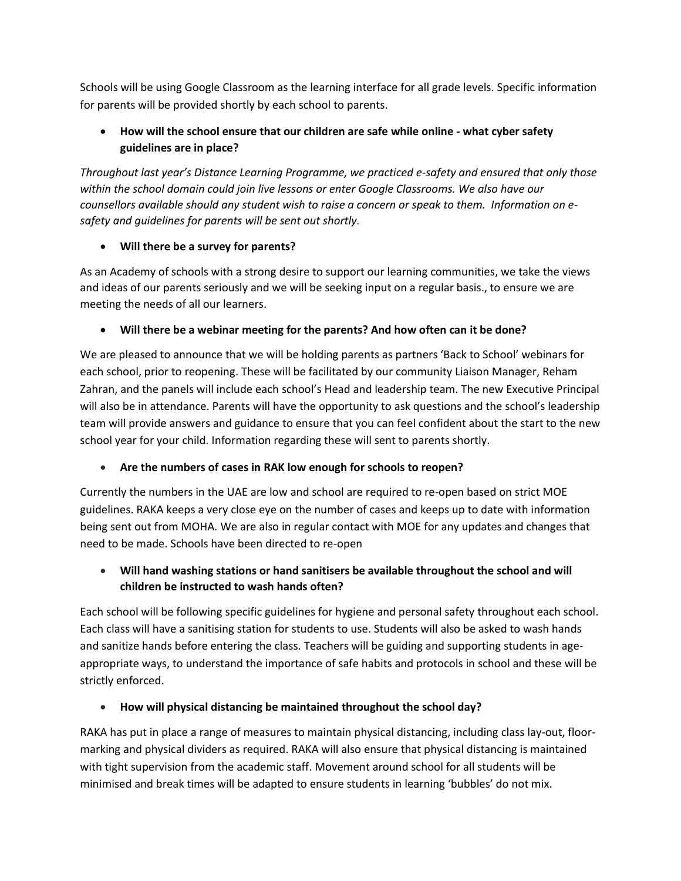Schools will be using Google Classroom as the learning interface for all grade levels. Specific information for parents will be provided shortly by each school to parents.

- **How will the school ensure that our children are safe while online - what cyber safety guidelines are in place?**

*Throughout last year's Distance Learning Programme, we practiced e-safety and ensured that only those within the school domain could join live lessons or enter Google Classrooms. We also have our counsellors available should any student wish to raise a concern or speak to them. Information on e-safety and guidelines for parents will be sent out shortly.*

- **Will there be a survey for parents?**

As an Academy of schools with a strong desire to support our learning communities, we take the views and ideas of our parents seriously and we will be seeking input on a regular basis., to ensure we are meeting the needs of all our learners.

- **Will there be a webinar meeting for the parents? And how often can it be done?**

We are pleased to announce that we will be holding parents as partners 'Back to School' webinars for each school, prior to reopening. These will be facilitated by our community Liaison Manager, Reham Zahran, and the panels will include each school's Head and leadership team. The new Executive Principal will also be in attendance. Parents will have the opportunity to ask questions and the school's leadership team will provide answers and guidance to ensure that you can feel confident about the start to the new school year for your child. Information regarding these will sent to parents shortly.

- **Are the numbers of cases in RAK low enough for schools to reopen?**

Currently the numbers in the UAE are low and school are required to re-open based on strict MOE guidelines. RAKA keeps a very close eye on the number of cases and keeps up to date with information being sent out from MOHA. We are also in regular contact with MOE for any updates and changes that need to be made. Schools have been directed to re-open

- **Will hand washing stations or hand sanitisers be available throughout the school and will children be instructed to wash hands often?**

Each school will be following specific guidelines for hygiene and personal safety throughout each school. Each class will have a sanitising station for students to use. Students will also be asked to wash hands and sanitize hands before entering the class. Teachers will be guiding and supporting students in age-appropriate ways, to understand the importance of safe habits and protocols in school and these will be strictly enforced.

- **How will physical distancing be maintained throughout the school day?**

RAKA has put in place a range of measures to maintain physical distancing, including class lay-out, floor-marking and physical dividers as required. RAKA will also ensure that physical distancing is maintained with tight supervision from the academic staff. Movement around school for all students will be minimised and break times will be adapted to ensure students in learning 'bubbles' do not mix.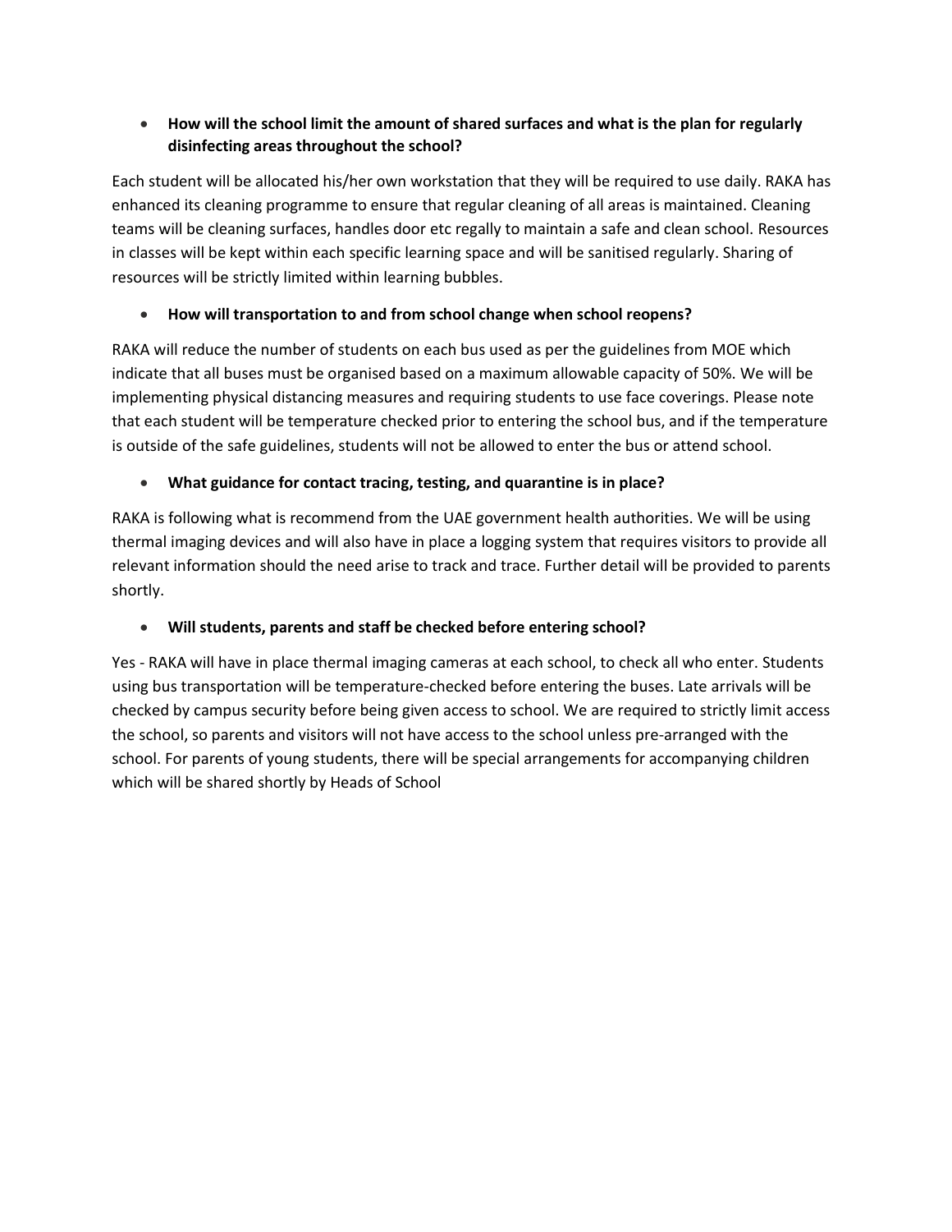- **How will the school limit the amount of shared surfaces and what is the plan for regularly disinfecting areas throughout the school?**

Each student will be allocated his/her own workstation that they will be required to use daily. RAKA has enhanced its cleaning programme to ensure that regular cleaning of all areas is maintained. Cleaning teams will be cleaning surfaces, handles door etc regally to maintain a safe and clean school. Resources in classes will be kept within each specific learning space and will be sanitised regularly. Sharing of resources will be strictly limited within learning bubbles.

- **How will transportation to and from school change when school reopens?**

RAKA will reduce the number of students on each bus used as per the guidelines from MOE which indicate that all buses must be organised based on a maximum allowable capacity of 50%. We will be implementing physical distancing measures and requiring students to use face coverings. Please note that each student will be temperature checked prior to entering the school bus, and if the temperature is outside of the safe guidelines, students will not be allowed to enter the bus or attend school.

- **What guidance for contact tracing, testing, and quarantine is in place?**

RAKA is following what is recommend from the UAE government health authorities. We will be using thermal imaging devices and will also have in place a logging system that requires visitors to provide all relevant information should the need arise to track and trace. Further detail will be provided to parents shortly.

- **Will students, parents and staff be checked before entering school?**

Yes - RAKA will have in place thermal imaging cameras at each school, to check all who enter. Students using bus transportation will be temperature-checked before entering the buses. Late arrivals will be checked by campus security before being given access to school. We are required to strictly limit access the school, so parents and visitors will not have access to the school unless pre-arranged with the school. For parents of young students, there will be special arrangements for accompanying children which will be shared shortly by Heads of School